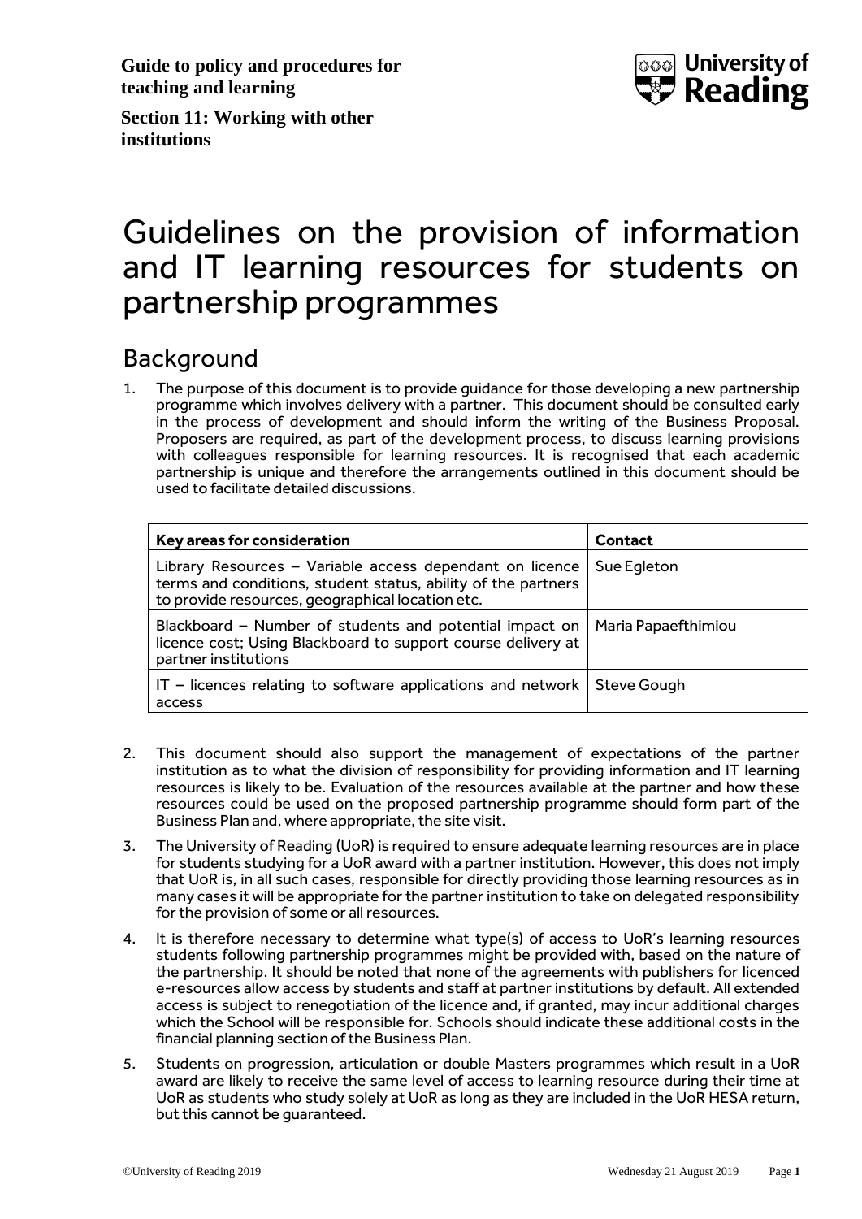**Guide to policy and procedures for teaching and learning**

**Section 11: Working with other institutions**

# Guidelines on the provision of information and IT learning resources for students on partnership programmes

## Background

1. The purpose of this document is to provide guidance for those developing a new partnership programme which involves delivery with a partner. This document should be consulted early in the process of development and should inform the writing of the Business Proposal. Proposers are required, as part of the development process, to discuss learning provisions with colleagues responsible for learning resources. It is recognised that each academic partnership is unique and therefore the arrangements outlined in this document should be used to facilitate detailed discussions.

| **Key areas for consideration** | **Contact** |
| --- | --- |
| Library Resources – Variable access dependant on licence terms and conditions, student status, ability of the partners to provide resources, geographical location etc. | Sue Egleton |
| Blackboard – Number of students and potential impact on licence cost; Using Blackboard to support course delivery at partner institutions | Maria Papaefthimiou |
| IT – licences relating to software applications and network access | Steve Gough |

2. This document should also support the management of expectations of the partner institution as to what the division of responsibility for providing information and IT learning resources is likely to be. Evaluation of the resources available at the partner and how these resources could be used on the proposed partnership programme should form part of the Business Plan and, where appropriate, the site visit.
3. The University of Reading (UoR) is required to ensure adequate learning resources are in place for students studying for a UoR award with a partner institution. However, this does not imply that UoR is, in all such cases, responsible for directly providing those learning resources as in many cases it will be appropriate for the partner institution to take on delegated responsibility for the provision of some or all resources.
4. It is therefore necessary to determine what type(s) of access to UoR's learning resources students following partnership programmes might be provided with, based on the nature of the partnership. It should be noted that none of the agreements with publishers for licenced e-resources allow access by students and staff at partner institutions by default. All extended access is subject to renegotiation of the licence and, if granted, may incur additional charges which the School will be responsible for. Schools should indicate these additional costs in the financial planning section of the Business Plan.
5. Students on progression, articulation or double Masters programmes which result in a UoR award are likely to receive the same level of access to learning resource during their time at UoR as students who study solely at UoR as long as they are included in the UoR HESA return, but this cannot be guaranteed.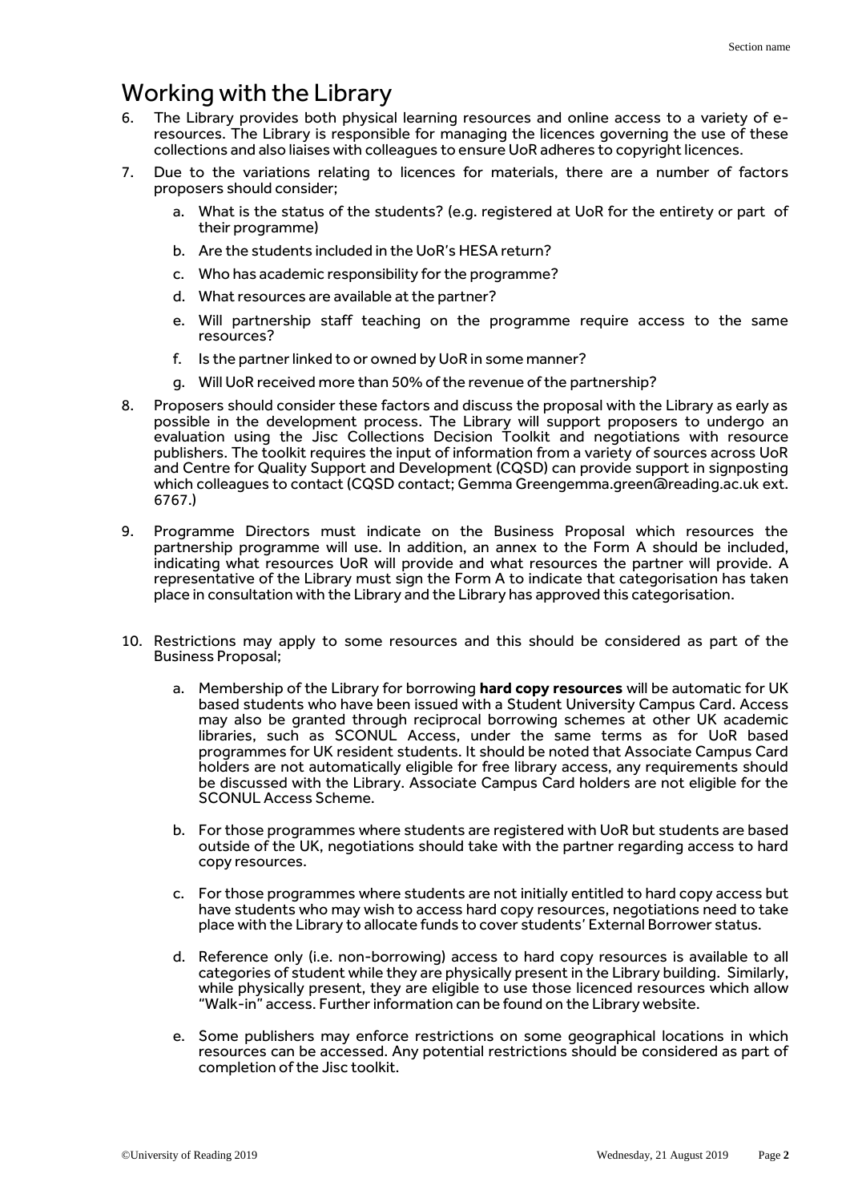# Working with the Library

6. The Library provides both physical learning resources and online access to a variety of e-resources. The Library is responsible for managing the licences governing the use of these collections and also liaises with colleagues to ensure UoR adheres to copyright licences.

7. Due to the variations relating to licences for materials, there are a number of factors proposers should consider;

   a. What is the status of the students? (e.g. registered at UoR for the entirety or part of their programme)

   b. Are the students included in the UoR's HESA return?

   c. Who has academic responsibility for the programme?

   d. What resources are available at the partner?

   e. Will partnership staff teaching on the programme require access to the same resources?

   f. Is the partner linked to or owned by UoR in some manner?

   g. Will UoR received more than 50% of the revenue of the partnership?

8. Proposers should consider these factors and discuss the proposal with the Library as early as possible in the development process. The Library will support proposers to undergo an evaluation using the Jisc Collections Decision Toolkit and negotiations with resource publishers. The toolkit requires the input of information from a variety of sources across UoR and Centre for Quality Support and Development (CQSD) can provide support in signposting which colleagues to contact (CQSD contact; Gemma Greengemma.green@reading.ac.uk ext. 6767.)

9. Programme Directors must indicate on the Business Proposal which resources the partnership programme will use. In addition, an annex to the Form A should be included, indicating what resources UoR will provide and what resources the partner will provide. A representative of the Library must sign the Form A to indicate that categorisation has taken place in consultation with the Library and the Library has approved this categorisation.

10. Restrictions may apply to some resources and this should be considered as part of the Business Proposal;

    a. Membership of the Library for borrowing **hard copy resources** will be automatic for UK based students who have been issued with a Student University Campus Card. Access may also be granted through reciprocal borrowing schemes at other UK academic libraries, such as SCONUL Access, under the same terms as for UoR based programmes for UK resident students. It should be noted that Associate Campus Card holders are not automatically eligible for free library access, any requirements should be discussed with the Library. Associate Campus Card holders are not eligible for the SCONUL Access Scheme.

    b. For those programmes where students are registered with UoR but students are based outside of the UK, negotiations should take with the partner regarding access to hard copy resources.

    c. For those programmes where students are not initially entitled to hard copy access but have students who may wish to access hard copy resources, negotiations need to take place with the Library to allocate funds to cover students' External Borrower status.

    d. Reference only (i.e. non-borrowing) access to hard copy resources is available to all categories of student while they are physically present in the Library building. Similarly, while physically present, they are eligible to use those licenced resources which allow "Walk-in" access. Further information can be found on the Library website.

    e. Some publishers may enforce restrictions on some geographical locations in which resources can be accessed. Any potential restrictions should be considered as part of completion of the Jisc toolkit.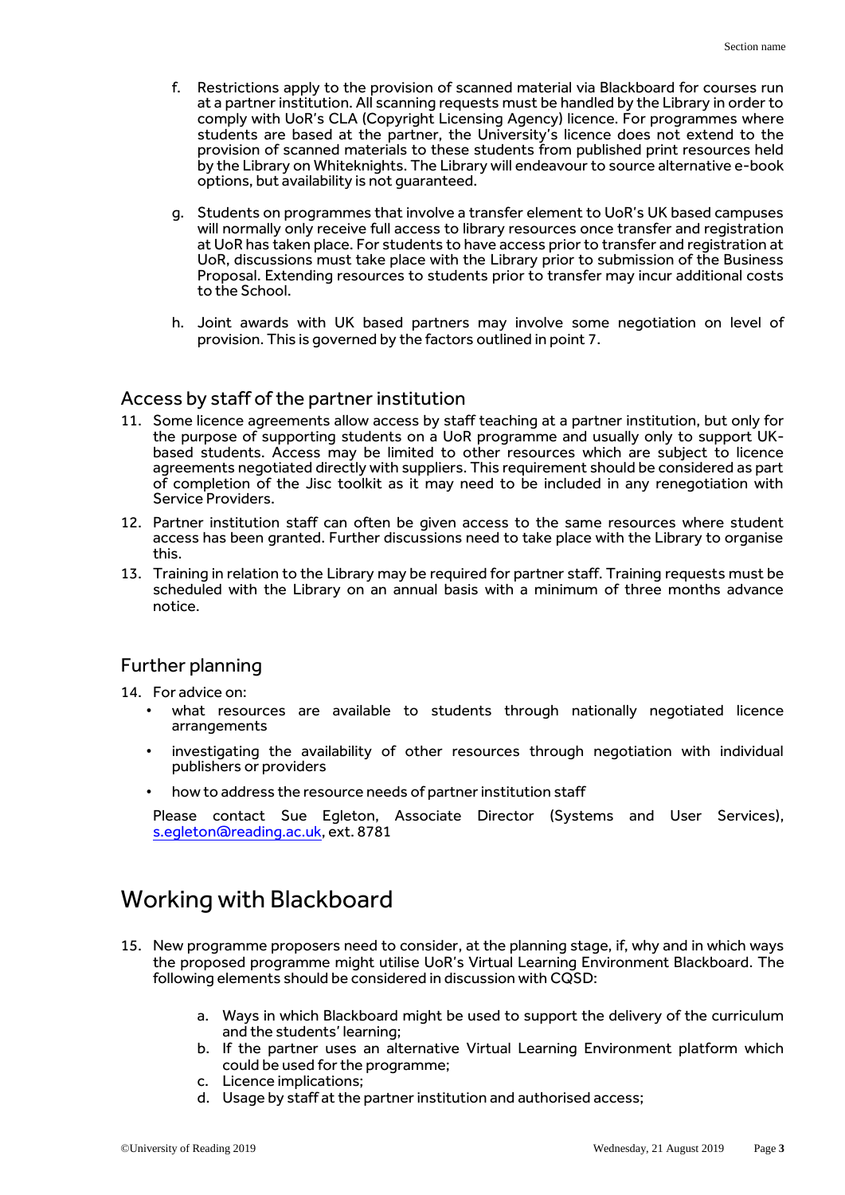f. Restrictions apply to the provision of scanned material via Blackboard for courses run at a partner institution. All scanning requests must be handled by the Library in order to comply with UoR's CLA (Copyright Licensing Agency) licence. For programmes where students are based at the partner, the University's licence does not extend to the provision of scanned materials to these students from published print resources held by the Library on Whiteknights. The Library will endeavour to source alternative e-book options, but availability is not guaranteed.

g. Students on programmes that involve a transfer element to UoR's UK based campuses will normally only receive full access to library resources once transfer and registration at UoR has taken place. For students to have access prior to transfer and registration at UoR, discussions must take place with the Library prior to submission of the Business Proposal. Extending resources to students prior to transfer may incur additional costs to the School.

h. Joint awards with UK based partners may involve some negotiation on level of provision. This is governed by the factors outlined in point 7.

## Access by staff of the partner institution

11. Some licence agreements allow access by staff teaching at a partner institution, but only for the purpose of supporting students on a UoR programme and usually only to support UK-based students. Access may be limited to other resources which are subject to licence agreements negotiated directly with suppliers. This requirement should be considered as part of completion of the Jisc toolkit as it may need to be included in any renegotiation with Service Providers.
12. Partner institution staff can often be given access to the same resources where student access has been granted. Further discussions need to take place with the Library to organise this.
13. Training in relation to the Library may be required for partner staff. Training requests must be scheduled with the Library on an annual basis with a minimum of three months advance notice.

## Further planning

14. For advice on:
    - what resources are available to students through nationally negotiated licence arrangements
    - investigating the availability of other resources through negotiation with individual publishers or providers
    - how to address the resource needs of partner institution staff

    Please contact Sue Egleton, Associate Director (Systems and User Services), s.egleton@reading.ac.uk, ext. 8781

# Working with Blackboard

15. New programme proposers need to consider, at the planning stage, if, why and in which ways the proposed programme might utilise UoR's Virtual Learning Environment Blackboard. The following elements should be considered in discussion with CQSD:

    a. Ways in which Blackboard might be used to support the delivery of the curriculum and the students' learning;
    b. If the partner uses an alternative Virtual Learning Environment platform which could be used for the programme;
    c. Licence implications;
    d. Usage by staff at the partner institution and authorised access;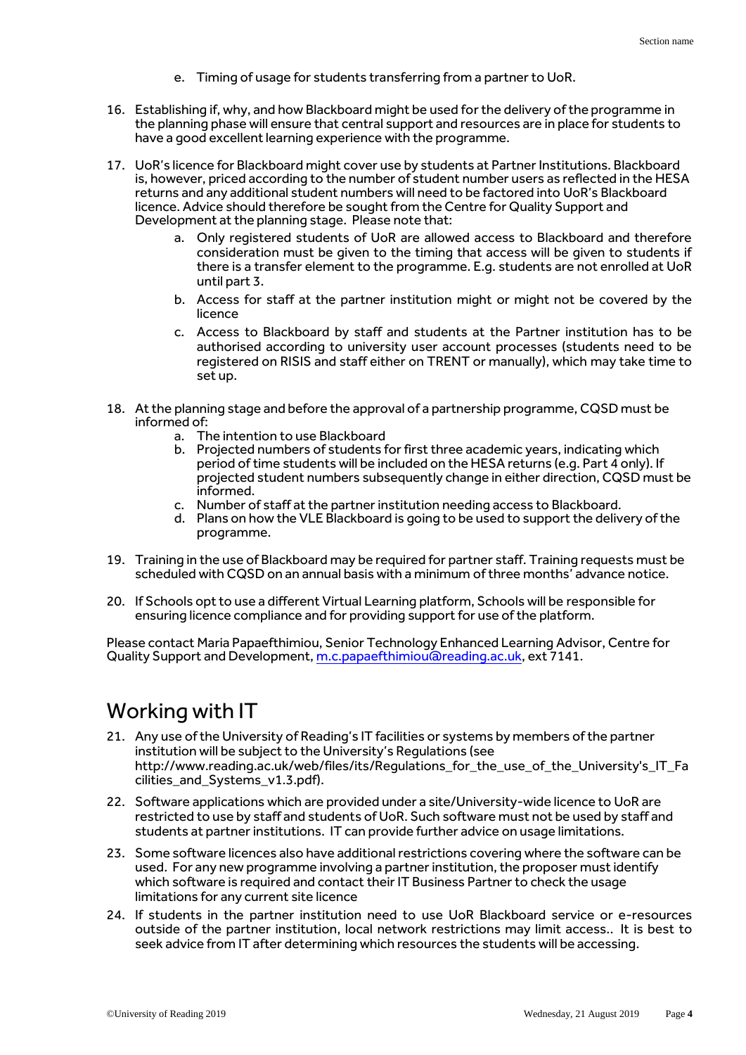e. Timing of usage for students transferring from a partner to UoR.

16. Establishing if, why, and how Blackboard might be used for the delivery of the programme in the planning phase will ensure that central support and resources are in place for students to have a good excellent learning experience with the programme.

17. UoR's licence for Blackboard might cover use by students at Partner Institutions. Blackboard is, however, priced according to the number of student number users as reflected in the HESA returns and any additional student numbers will need to be factored into UoR's Blackboard licence. Advice should therefore be sought from the Centre for Quality Support and Development at the planning stage. Please note that:
    a. Only registered students of UoR are allowed access to Blackboard and therefore consideration must be given to the timing that access will be given to students if there is a transfer element to the programme. E.g. students are not enrolled at UoR until part 3.
    b. Access for staff at the partner institution might or might not be covered by the licence
    c. Access to Blackboard by staff and students at the Partner institution has to be authorised according to university user account processes (students need to be registered on RISIS and staff either on TRENT or manually), which may take time to set up.

18. At the planning stage and before the approval of a partnership programme, CQSD must be informed of:
    a. The intention to use Blackboard
    b. Projected numbers of students for first three academic years, indicating which period of time students will be included on the HESA returns (e.g. Part 4 only). If projected student numbers subsequently change in either direction, CQSD must be informed.
    c. Number of staff at the partner institution needing access to Blackboard.
    d. Plans on how the VLE Blackboard is going to be used to support the delivery of the programme.

19. Training in the use of Blackboard may be required for partner staff. Training requests must be scheduled with CQSD on an annual basis with a minimum of three months' advance notice.

20. If Schools opt to use a different Virtual Learning platform, Schools will be responsible for ensuring licence compliance and for providing support for use of the platform.

Please contact Maria Papaefthimiou, Senior Technology Enhanced Learning Advisor, Centre for Quality Support and Development, m.c.papaefthimiou@reading.ac.uk, ext 7141.

# Working with IT

21. Any use of the University of Reading's IT facilities or systems by members of the partner institution will be subject to the University's Regulations (see http://www.reading.ac.uk/web/files/its/Regulations_for_the_use_of_the_University's_IT_Facilities_and_Systems_v1.3.pdf).

22. Software applications which are provided under a site/University-wide licence to UoR are restricted to use by staff and students of UoR. Such software must not be used by staff and students at partner institutions. IT can provide further advice on usage limitations.

23. Some software licences also have additional restrictions covering where the software can be used. For any new programme involving a partner institution, the proposer must identify which software is required and contact their IT Business Partner to check the usage limitations for any current site licence

24. If students in the partner institution need to use UoR Blackboard service or e-resources outside of the partner institution, local network restrictions may limit access.. It is best to seek advice from IT after determining which resources the students will be accessing.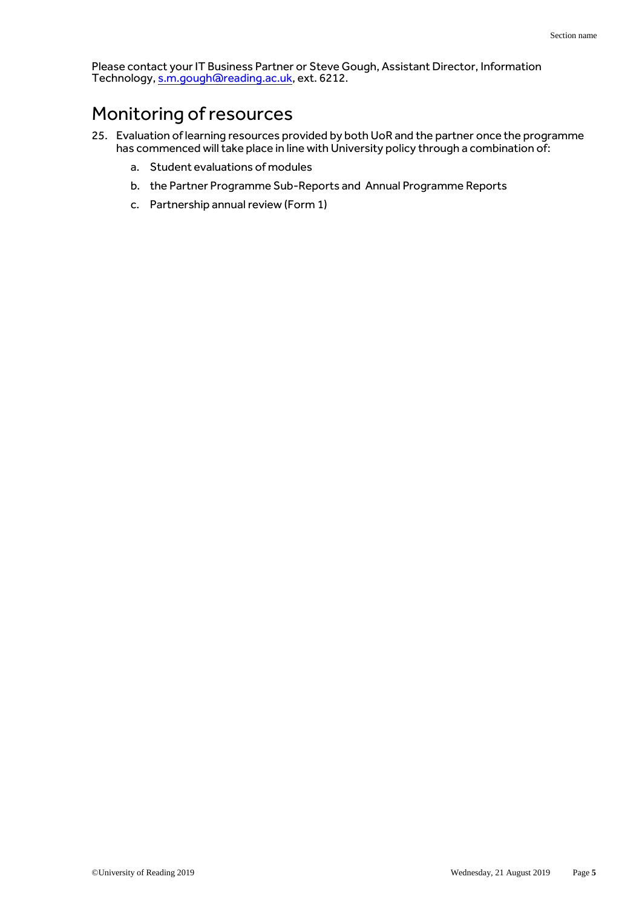Please contact your IT Business Partner or Steve Gough, Assistant Director, Information Technology, [s.m.gough@reading.ac.uk](mailto:s.m.gough@reading.ac.uk), ext. 6212.

## Monitoring of resources

25. Evaluation of learning resources provided by both UoR and the partner once the programme has commenced will take place in line with University policy through a combination of:

    a. Student evaluations of modules

    b. the Partner Programme Sub-Reports and Annual Programme Reports

    c. Partnership annual review (Form 1)